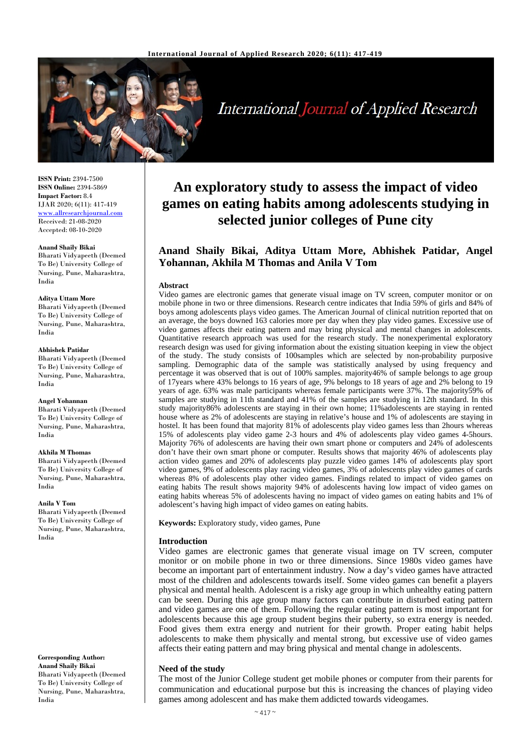**ISSN Print:** 2394-7500
**ISSN Online:** 2394-5869
**Impact Factor:** 8.4
IJAR 2020; 6(11): 417-419
www.allresearchjournal.com
Received: 21-08-2020
Accepted: 08-10-2020

**Anand Shaily Bikai**
Bharati Vidyapeeth (Deemed To Be) University College of Nursing, Pune, Maharashtra, India

**Aditya Uttam More**
Bharati Vidyapeeth (Deemed To Be) University College of Nursing, Pune, Maharashtra, India

**Abhishek Patidar**
Bharati Vidyapeeth (Deemed To Be) University College of Nursing, Pune, Maharashtra, India

**Angel Yohannan**
Bharati Vidyapeeth (Deemed To Be) University College of Nursing, Pune, Maharashtra, India

**Akhila M Thomas**
Bharati Vidyapeeth (Deemed To Be) University College of Nursing, Pune, Maharashtra, India

**Anila V Tom**
Bharati Vidyapeeth (Deemed To Be) University College of Nursing, Pune, Maharashtra, India

**Corresponding Author:**
**Anand Shaily Bikai**
Bharati Vidyapeeth (Deemed To Be) University College of Nursing, Pune, Maharashtra, India

# An exploratory study to assess the impact of video games on eating habits among adolescents studying in selected junior colleges of Pune city

## Anand Shaily Bikai, Aditya Uttam More, Abhishek Patidar, Angel Yohannan, Akhila M Thomas and Anila V Tom

### Abstract

Video games are electronic games that generate visual image on TV screen, computer monitor or on mobile phone in two or three dimensions. Research centre indicates that India 59% of girls and 84% of boys among adolescents plays video games. The American Journal of clinical nutrition reported that on an average, the boys downed 163 calories more per day when they play video games. Excessive use of video games affects their eating pattern and may bring physical and mental changes in adolescents. Quantitative research approach was used for the research study. The nonexperimental exploratory research design was used for giving information about the existing situation keeping in view the object of the study. The study consists of 100samples which are selected by non-probability purposive sampling. Demographic data of the sample was statistically analysed by using frequency and percentage it was observed that is out of 100% samples. majority46% of sample belongs to age group of 17years where 43% belongs to 16 years of age, 9% belongs to 18 years of age and 2% belong to 19 years of age. 63% was male participants whereas female participants were 37%. The majority59% of samples are studying in 11th standard and 41% of the samples are studying in 12th standard. In this study majority86% adolescents are staying in their own home; 11%adolescents are staying in rented house where as 2% of adolescents are staying in relative's house and 1% of adolescents are staying in hostel. It has been found that majority 81% of adolescents play video games less than 2hours whereas 15% of adolescents play video game 2-3 hours and 4% of adolescents play video games 4-5hours. Majority 76% of adolescents are having their own smart phone or computers and 24% of adolescents don't have their own smart phone or computer. Results shows that majority 46% of adolescents play action video games and 20% of adolescents play puzzle video games 14% of adolescents play sport video games, 9% of adolescents play racing video games, 3% of adolescents play video games of cards whereas 8% of adolescents play other video games. Findings related to impact of video games on eating habits The result shows majority 94% of adolescents having low impact of video games on eating habits whereas 5% of adolescents having no impact of video games on eating habits and 1% of adolescent's having high impact of video games on eating habits.

**Keywords:** Exploratory study, video games, Pune

### Introduction

Video games are electronic games that generate visual image on TV screen, computer monitor or on mobile phone in two or three dimensions. Since 1980s video games have become an important part of entertainment industry. Now a day's video games have attracted most of the children and adolescents towards itself. Some video games can benefit a players physical and mental health. Adolescent is a risky age group in which unhealthy eating pattern can be seen. During this age group many factors can contribute in disturbed eating pattern and video games are one of them. Following the regular eating pattern is most important for adolescents because this age group student begins their puberty, so extra energy is needed. Food gives them extra energy and nutrient for their growth. Proper eating habit helps adolescents to make them physically and mental strong, but excessive use of video games affects their eating pattern and may bring physical and mental change in adolescents.

### Need of the study

The most of the Junior College student get mobile phones or computer from their parents for communication and educational purpose but this is increasing the chances of playing video games among adolescent and has make them addicted towards videogames.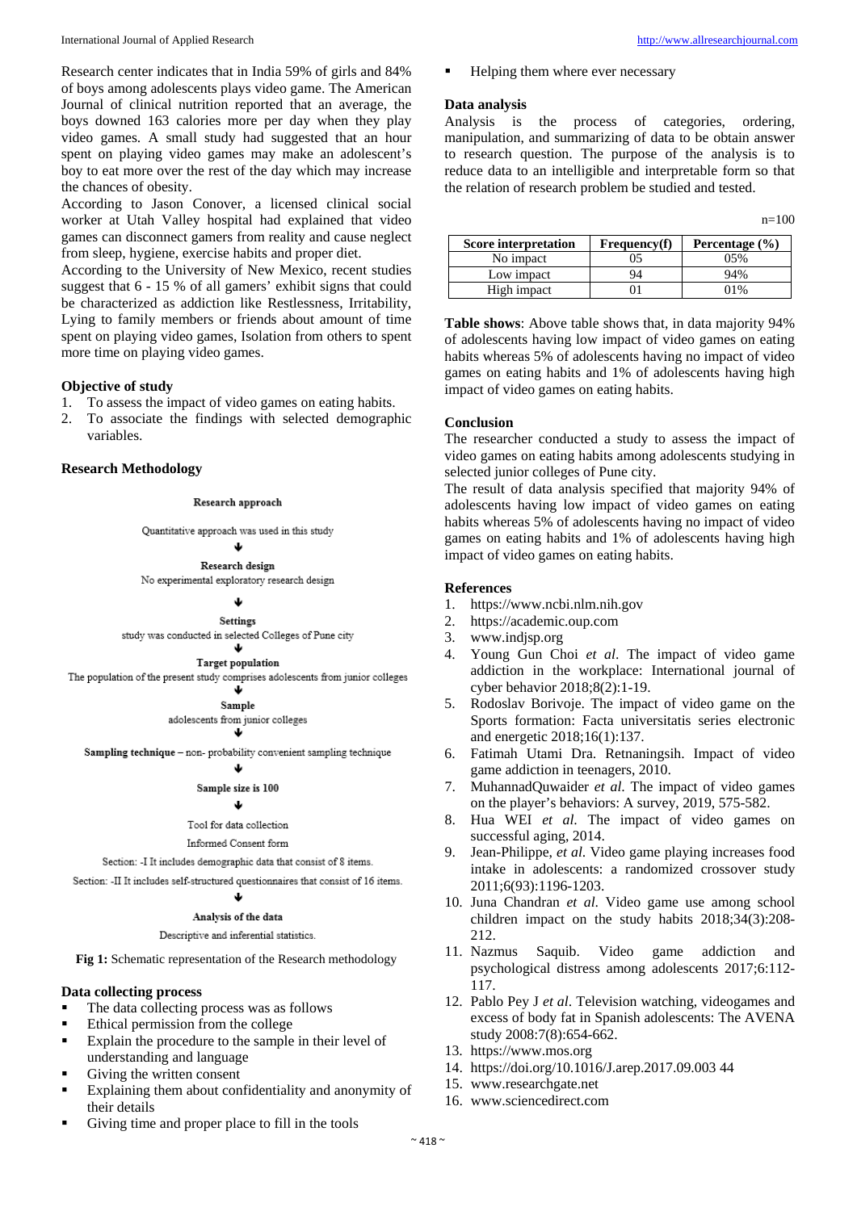Research center indicates that in India 59% of girls and 84% of boys among adolescents plays video game. The American Journal of clinical nutrition reported that an average, the boys downed 163 calories more per day when they play video games. A small study had suggested that an hour spent on playing video games may make an adolescent's boy to eat more over the rest of the day which may increase the chances of obesity.

According to Jason Conover, a licensed clinical social worker at Utah Valley hospital had explained that video games can disconnect gamers from reality and cause neglect from sleep, hygiene, exercise habits and proper diet.

According to the University of New Mexico, recent studies suggest that 6 - 15 % of all gamers' exhibit signs that could be characterized as addiction like Restlessness, Irritability, Lying to family members or friends about amount of time spent on playing video games, Isolation from others to spent more time on playing video games.

## Objective of study

1. To assess the impact of video games on eating habits.
2. To associate the findings with selected demographic variables.

## Research Methodology

**Research approach**

Quantitative approach was used in this study

↓

**Research design**

No experimental exploratory research design

↓

**Settings**

study was conducted in selected Colleges of Pune city

↓

**Target population**

The population of the present study comprises adolescents from junior colleges

↓

**Sample**

adolescents from junior colleges

↓

**Sampling technique** – non- probability convenient sampling technique

↓

**Sample size is 100**

↓

Tool for data collection

Informed Consent form

Section: -I It includes demographic data that consist of 8 items.

Section: -II It includes self-structured questionnaires that consist of 16 items.

↓

**Analysis of the data**

Descriptive and inferential statistics.

**Fig 1:** Schematic representation of the Research methodology

## Data collecting process

- The data collecting process was as follows
- Ethical permission from the college
- Explain the procedure to the sample in their level of understanding and language
- Giving the written consent
- Explaining them about confidentiality and anonymity of their details
- Giving time and proper place to fill in the tools
- Helping them where ever necessary

## Data analysis

Analysis is the process of categories, ordering, manipulation, and summarizing of data to be obtain answer to research question. The purpose of the analysis is to reduce data to an intelligible and interpretable form so that the relation of research problem be studied and tested.

n=100

| Score interpretation | Frequency(f) | Percentage (%) |
|---|---|---|
| No impact | 05 | 05% |
| Low impact | 94 | 94% |
| High impact | 01 | 01% |

**Table shows**: Above table shows that, in data majority 94% of adolescents having low impact of video games on eating habits whereas 5% of adolescents having no impact of video games on eating habits and 1% of adolescents having high impact of video games on eating habits.

## Conclusion

The researcher conducted a study to assess the impact of video games on eating habits among adolescents studying in selected junior colleges of Pune city.

The result of data analysis specified that majority 94% of adolescents having low impact of video games on eating habits whereas 5% of adolescents having no impact of video games on eating habits and 1% of adolescents having high impact of video games on eating habits.

## References

1. https://www.ncbi.nlm.nih.gov
2. https://academic.oup.com
3. www.indjsp.org
4. Young Gun Choi *et al*. The impact of video game addiction in the workplace: International journal of cyber behavior 2018;8(2):1-19.
5. Rodoslav Borivoje. The impact of video game on the Sports formation: Facta universitatis series electronic and energetic 2018;16(1):137.
6. Fatimah Utami Dra. Retnaningsih. Impact of video game addiction in teenagers, 2010.
7. MuhannadQuwaider *et al.* The impact of video games on the player's behaviors: A survey, 2019, 575-582.
8. Hua WEI *et al.* The impact of video games on successful aging, 2014.
9. Jean-Philippe, *et al*. Video game playing increases food intake in adolescents: a randomized crossover study 2011;6(93):1196-1203.
10. Juna Chandran *et al*. Video game use among school children impact on the study habits 2018;34(3):208-212.
11. Nazmus Saquib. Video game addiction and psychological distress among adolescents 2017;6:112-117.
12. Pablo Pey J *et al*. Television watching, videogames and excess of body fat in Spanish adolescents: The AVENA study 2008:7(8):654-662.
13. https://www.mos.org
14. https://doi.org/10.1016/J.arep.2017.09.003 44
15. www.researchgate.net
16. www.sciencedirect.com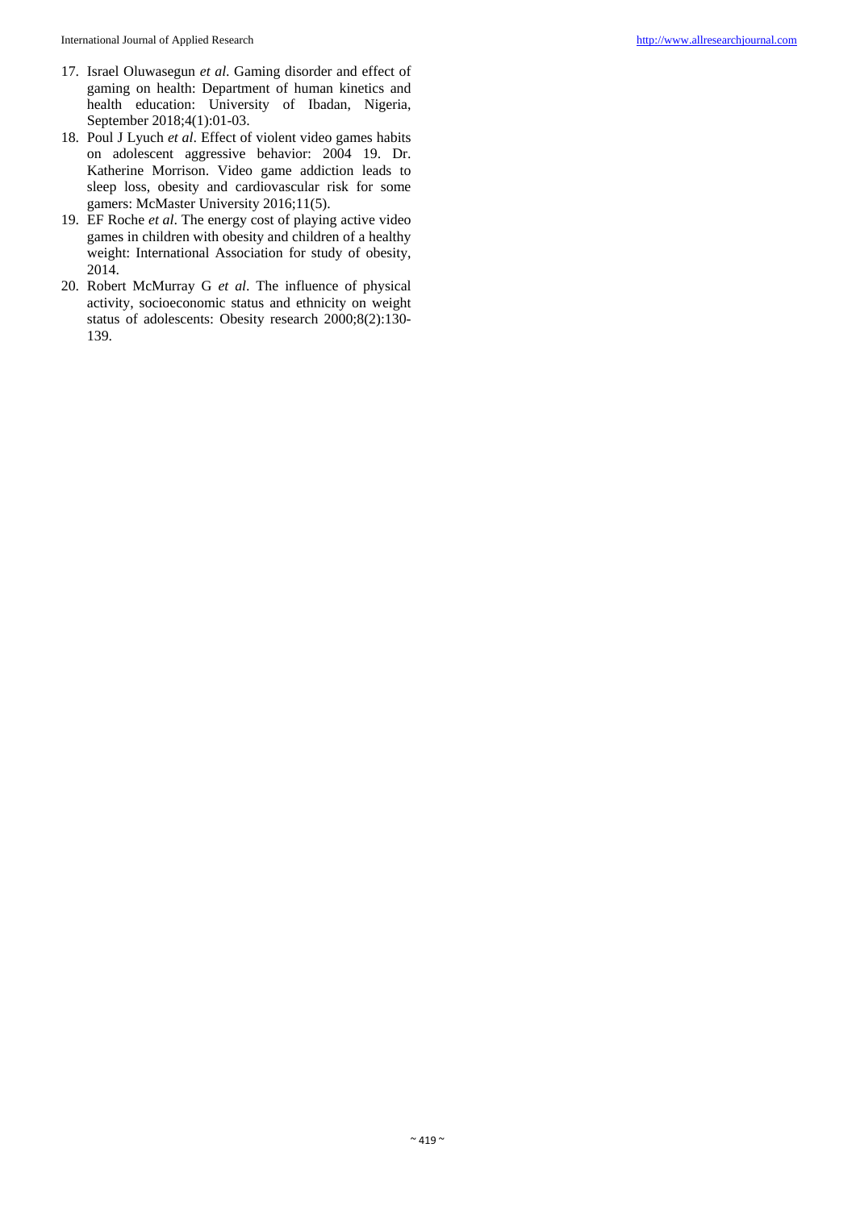17. Israel Oluwasegun *et al*. Gaming disorder and effect of gaming on health: Department of human kinetics and health education: University of Ibadan, Nigeria, September 2018;4(1):01-03.
18. Poul J Lyuch *et al*. Effect of violent video games habits on adolescent aggressive behavior: 2004 19. Dr. Katherine Morrison. Video game addiction leads to sleep loss, obesity and cardiovascular risk for some gamers: McMaster University 2016;11(5).
19. EF Roche *et al*. The energy cost of playing active video games in children with obesity and children of a healthy weight: International Association for study of obesity, 2014.
20. Robert McMurray G *et al*. The influence of physical activity, socioeconomic status and ethnicity on weight status of adolescents: Obesity research 2000;8(2):130-139.